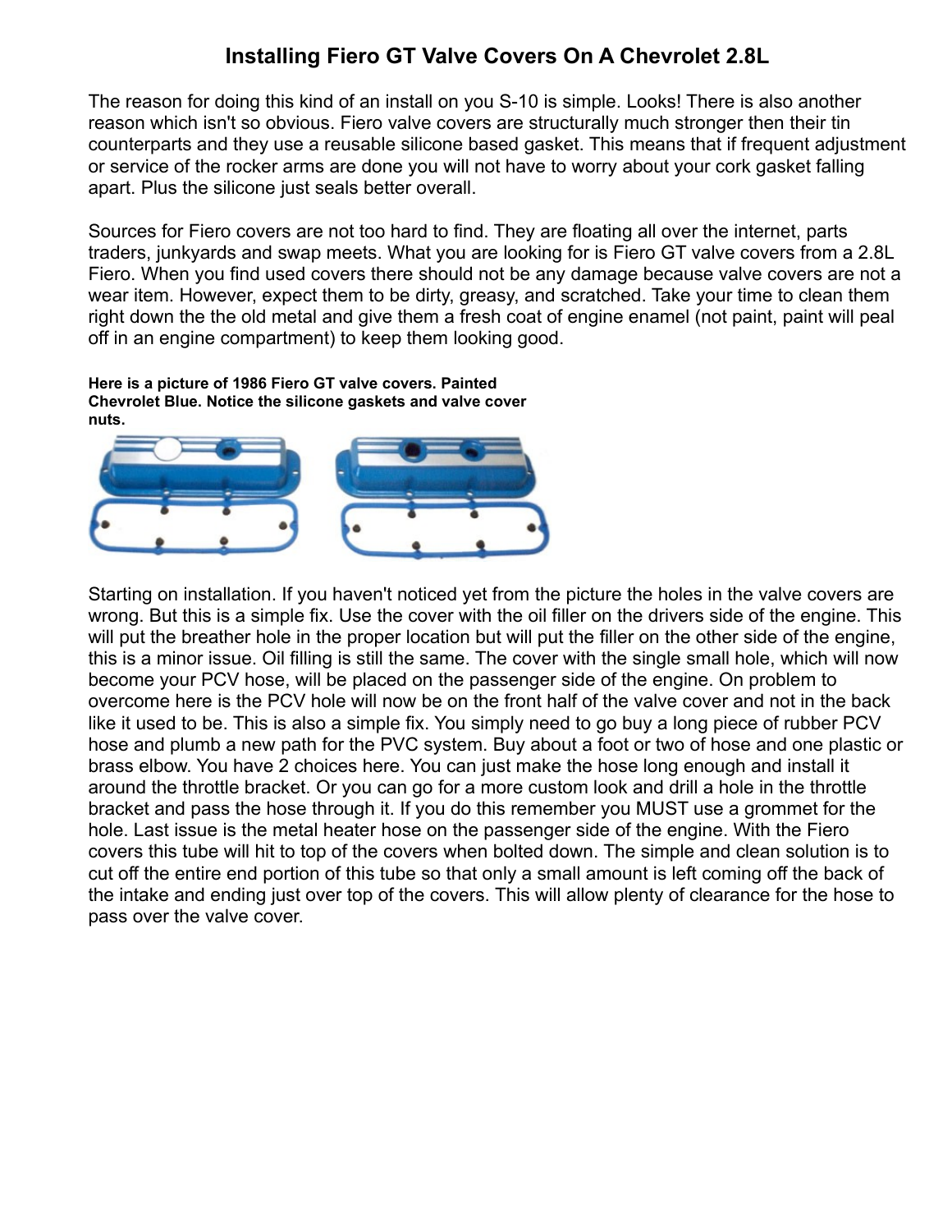# Installing Fiero GT Valve Covers On A Chevrolet 2.8L

The reason for doing this kind of an install on you S-10 is simple. Looks! There is also another reason which isn't so obvious. Fiero valve covers are structurally much stronger then their tin counterparts and they use a reusable silicone based gasket. This means that if frequent adjustment or service of the rocker arms are done you will not have to worry about your cork gasket falling apart. Plus the silicone just seals better overall.

Sources for Fiero covers are not too hard to find. They are floating all over the internet, parts traders, junkyards and swap meets. What you are looking for is Fiero GT valve covers from a 2.8L Fiero. When you find used covers there should not be any damage because valve covers are not a wear item. However, expect them to be dirty, greasy, and scratched. Take your time to clean them right down the the old metal and give them a fresh coat of engine enamel (not paint, paint will peal off in an engine compartment) to keep them looking good.

**Here is a picture of 1986 Fiero GT valve covers. Painted Chevrolet Blue. Notice the silicone gaskets and valve cover nuts.**

Starting on installation. If you haven't noticed yet from the picture the holes in the valve covers are wrong. But this is a simple fix. Use the cover with the oil filler on the drivers side of the engine. This will put the breather hole in the proper location but will put the filler on the other side of the engine, this is a minor issue. Oil filling is still the same. The cover with the single small hole, which will now become your PCV hose, will be placed on the passenger side of the engine. On problem to overcome here is the PCV hole will now be on the front half of the valve cover and not in the back like it used to be. This is also a simple fix. You simply need to go buy a long piece of rubber PCV hose and plumb a new path for the PVC system. Buy about a foot or two of hose and one plastic or brass elbow. You have 2 choices here. You can just make the hose long enough and install it around the throttle bracket. Or you can go for a more custom look and drill a hole in the throttle bracket and pass the hose through it. If you do this remember you MUST use a grommet for the hole. Last issue is the metal heater hose on the passenger side of the engine. With the Fiero covers this tube will hit to top of the covers when bolted down. The simple and clean solution is to cut off the entire end portion of this tube so that only a small amount is left coming off the back of the intake and ending just over top of the covers. This will allow plenty of clearance for the hose to pass over the valve cover.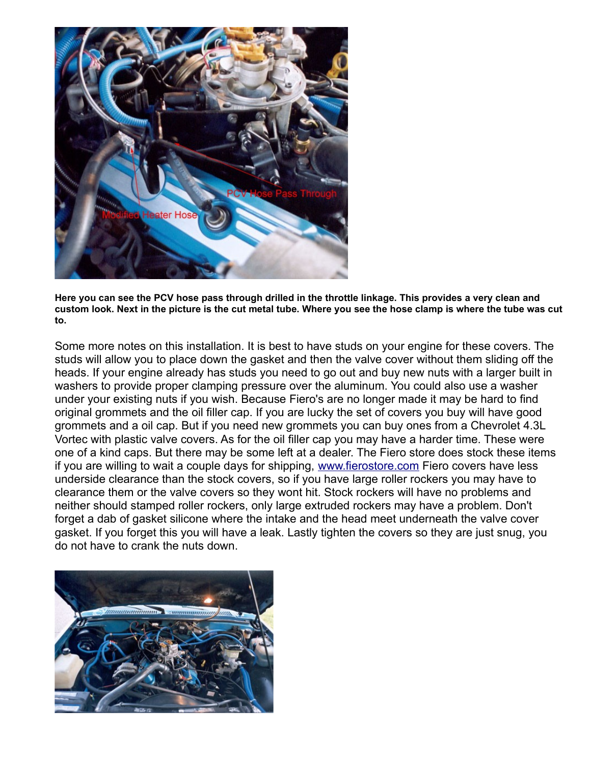**Here you can see the PCV hose pass through drilled in the throttle linkage. This provides a very clean and custom look. Next in the picture is the cut metal tube. Where you see the hose clamp is where the tube was cut to.**

Some more notes on this installation. It is best to have studs on your engine for these covers. The studs will allow you to place down the gasket and then the valve cover without them sliding off the heads. If your engine already has studs you need to go out and buy new nuts with a larger built in washers to provide proper clamping pressure over the aluminum. You could also use a washer under your existing nuts if you wish. Because Fiero's are no longer made it may be hard to find original grommets and the oil filler cap. If you are lucky the set of covers you buy will have good grommets and a oil cap. But if you need new grommets you can buy ones from a Chevrolet 4.3L Vortec with plastic valve covers. As for the oil filler cap you may have a harder time. These were one of a kind caps. But there may be some left at a dealer. The Fiero store does stock these items if you are willing to wait a couple days for shipping, [www.fierostore.com](http://www.fierostore.com) Fiero covers have less underside clearance than the stock covers, so if you have large roller rockers you may have to clearance them or the valve covers so they wont hit. Stock rockers will have no problems and neither should stamped roller rockers, only large extruded rockers may have a problem. Don't forget a dab of gasket silicone where the intake and the head meet underneath the valve cover gasket. If you forget this you will have a leak. Lastly tighten the covers so they are just snug, you do not have to crank the nuts down.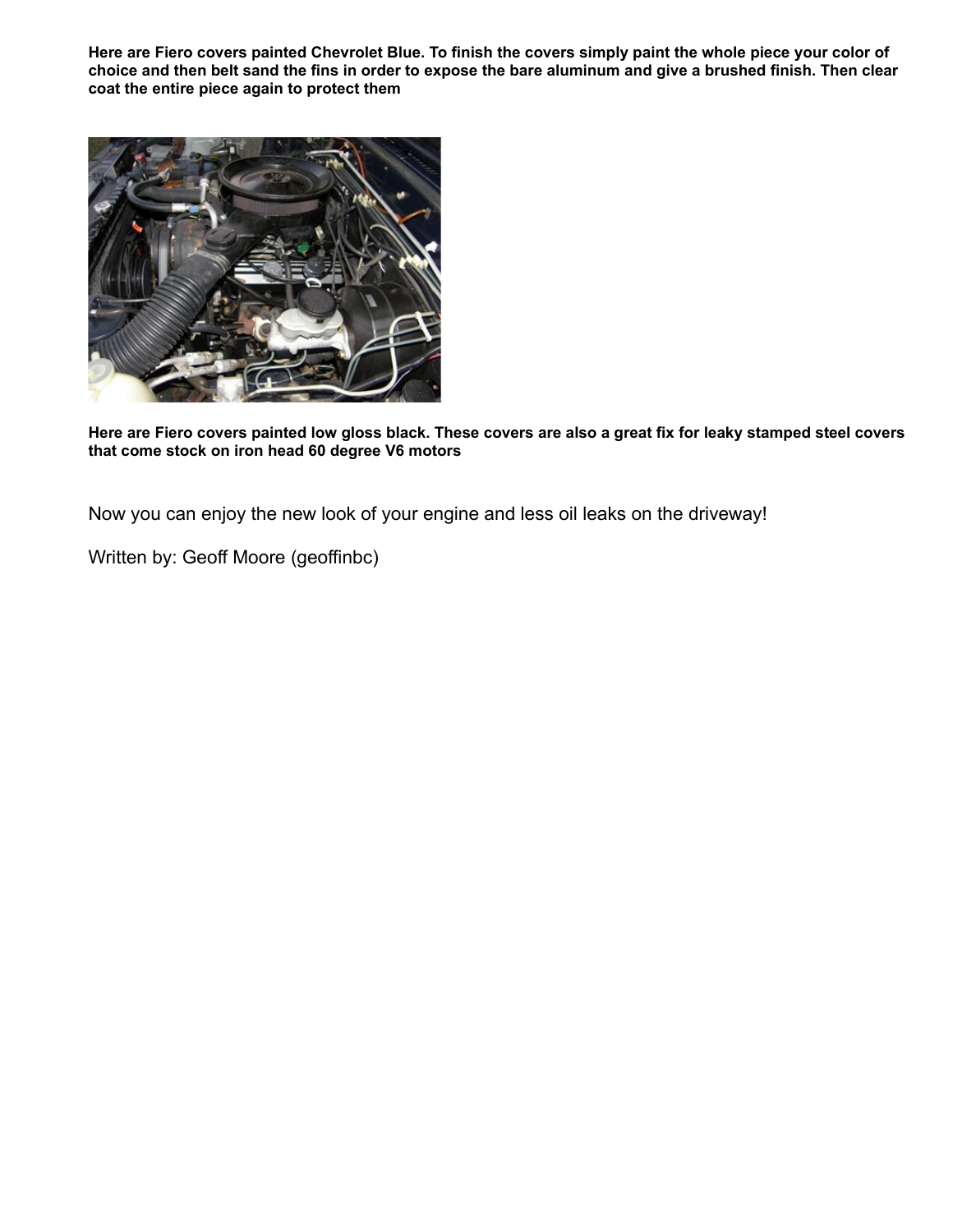**Here are Fiero covers painted Chevrolet Blue. To finish the covers simply paint the whole piece your color of choice and then belt sand the fins in order to expose the bare aluminum and give a brushed finish. Then clear coat the entire piece again to protect them**

**Here are Fiero covers painted low gloss black. These covers are also a great fix for leaky stamped steel covers that come stock on iron head 60 degree V6 motors**

Now you can enjoy the new look of your engine and less oil leaks on the driveway!

Written by: Geoff Moore (geoffinbc)